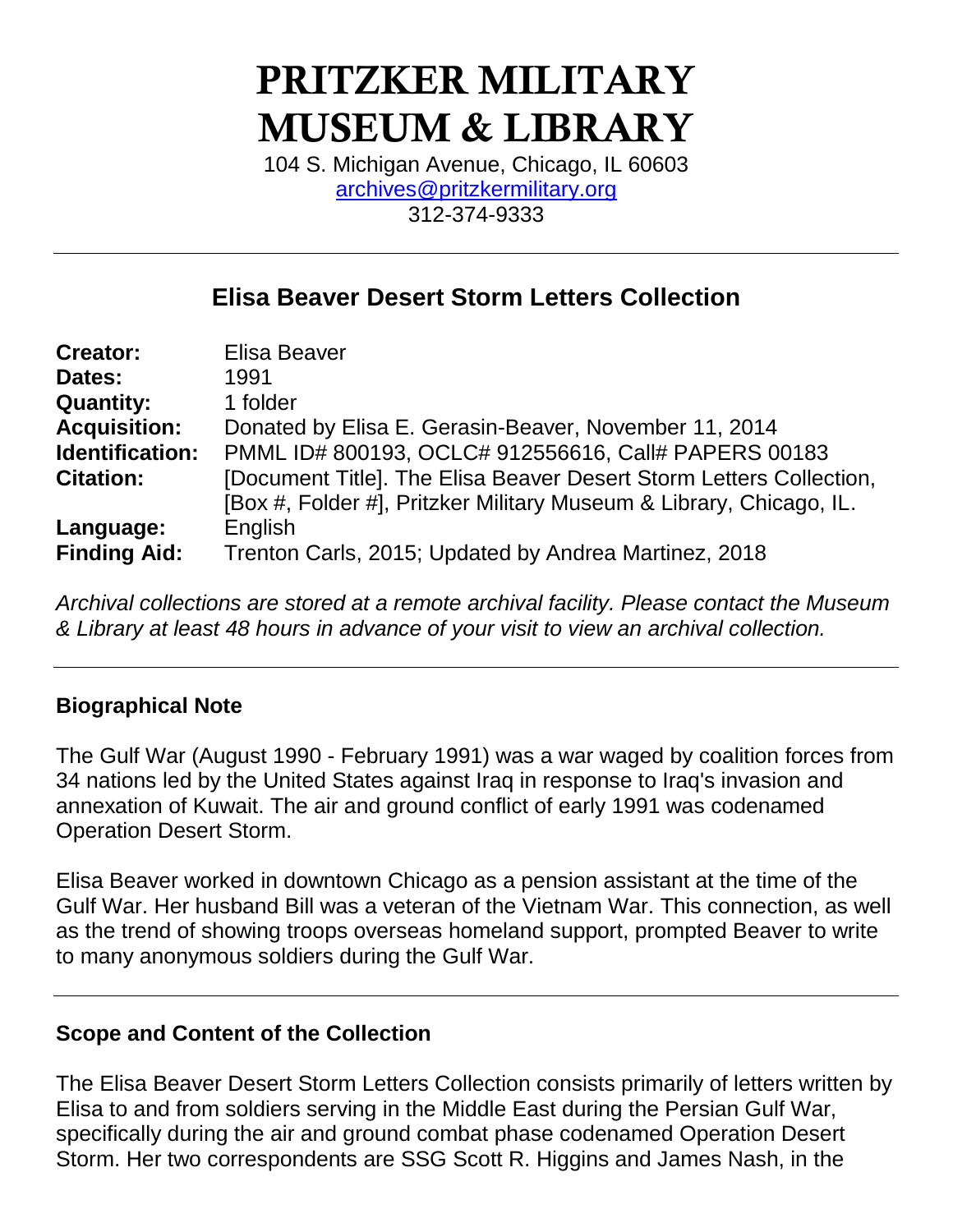# PRITZKER MILITARY MUSEUM & LIBRARY

104 S. Michigan Avenue, Chicago, IL 60603
archives@pritzkermilitary.org
312-374-9333

## Elisa Beaver Desert Storm Letters Collection

| | |
|---|---|
| **Creator:** | Elisa Beaver |
| **Dates:** | 1991 |
| **Quantity:** | 1 folder |
| **Acquisition:** | Donated by Elisa E. Gerasin-Beaver, November 11, 2014 |
| **Identification:** | PMML ID# 800193, OCLC# 912556616, Call# PAPERS 00183 |
| **Citation:** | [Document Title]. The Elisa Beaver Desert Storm Letters Collection, [Box #, Folder #], Pritzker Military Museum & Library, Chicago, IL. |
| **Language:** | English |
| **Finding Aid:** | Trenton Carls, 2015; Updated by Andrea Martinez, 2018 |

*Archival collections are stored at a remote archival facility. Please contact the Museum & Library at least 48 hours in advance of your visit to view an archival collection.*

### Biographical Note

The Gulf War (August 1990 - February 1991) was a war waged by coalition forces from 34 nations led by the United States against Iraq in response to Iraq's invasion and annexation of Kuwait. The air and ground conflict of early 1991 was codenamed Operation Desert Storm.

Elisa Beaver worked in downtown Chicago as a pension assistant at the time of the Gulf War. Her husband Bill was a veteran of the Vietnam War. This connection, as well as the trend of showing troops overseas homeland support, prompted Beaver to write to many anonymous soldiers during the Gulf War.

### Scope and Content of the Collection

The Elisa Beaver Desert Storm Letters Collection consists primarily of letters written by Elisa to and from soldiers serving in the Middle East during the Persian Gulf War, specifically during the air and ground combat phase codenamed Operation Desert Storm. Her two correspondents are SSG Scott R. Higgins and James Nash, in the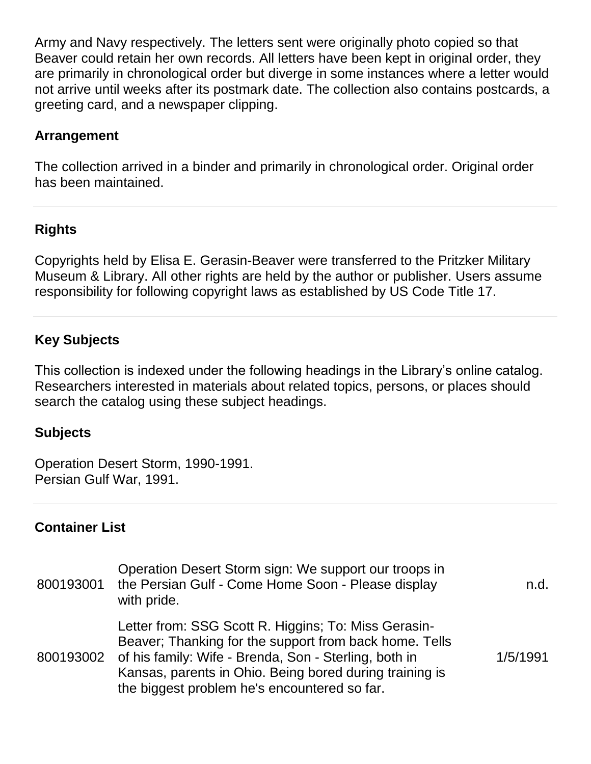Army and Navy respectively. The letters sent were originally photo copied so that Beaver could retain her own records. All letters have been kept in original order, they are primarily in chronological order but diverge in some instances where a letter would not arrive until weeks after its postmark date. The collection also contains postcards, a greeting card, and a newspaper clipping.

### Arrangement

The collection arrived in a binder and primarily in chronological order. Original order has been maintained.

---

### Rights

Copyrights held by Elisa E. Gerasin-Beaver were transferred to the Pritzker Military Museum & Library. All other rights are held by the author or publisher. Users assume responsibility for following copyright laws as established by US Code Title 17.

---

### Key Subjects

This collection is indexed under the following headings in the Library's online catalog. Researchers interested in materials about related topics, persons, or places should search the catalog using these subject headings.

### Subjects

Operation Desert Storm, 1990-1991.
Persian Gulf War, 1991.

---

### Container List

| | | |
|---|---|---|
| 800193001 | Operation Desert Storm sign: We support our troops in the Persian Gulf - Come Home Soon - Please display with pride. | n.d. |
| 800193002 | Letter from: SSG Scott R. Higgins; To: Miss Gerasin-Beaver; Thanking for the support from back home. Tells of his family: Wife - Brenda, Son - Sterling, both in Kansas, parents in Ohio. Being bored during training is the biggest problem he's encountered so far. | 1/5/1991 |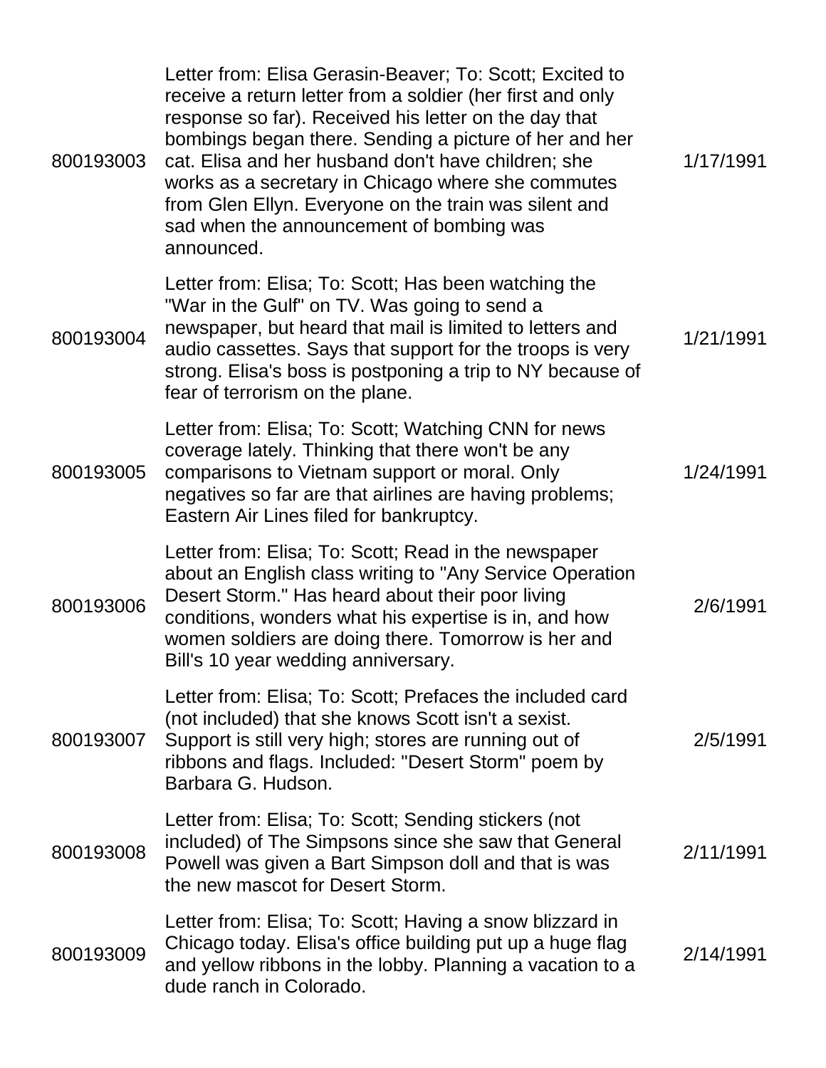| | | |
|---|---|---|
| 800193003 | Letter from: Elisa Gerasin-Beaver; To: Scott; Excited to receive a return letter from a soldier (her first and only response so far). Received his letter on the day that bombings began there. Sending a picture of her and her cat. Elisa and her husband don't have children; she works as a secretary in Chicago where she commutes from Glen Ellyn. Everyone on the train was silent and sad when the announcement of bombing was announced. | 1/17/1991 |
| 800193004 | Letter from: Elisa; To: Scott; Has been watching the "War in the Gulf" on TV. Was going to send a newspaper, but heard that mail is limited to letters and audio cassettes. Says that support for the troops is very strong. Elisa's boss is postponing a trip to NY because of fear of terrorism on the plane. | 1/21/1991 |
| 800193005 | Letter from: Elisa; To: Scott; Watching CNN for news coverage lately. Thinking that there won't be any comparisons to Vietnam support or moral. Only negatives so far are that airlines are having problems; Eastern Air Lines filed for bankruptcy. | 1/24/1991 |
| 800193006 | Letter from: Elisa; To: Scott; Read in the newspaper about an English class writing to "Any Service Operation Desert Storm." Has heard about their poor living conditions, wonders what his expertise is in, and how women soldiers are doing there. Tomorrow is her and Bill's 10 year wedding anniversary. | 2/6/1991 |
| 800193007 | Letter from: Elisa; To: Scott; Prefaces the included card (not included) that she knows Scott isn't a sexist. Support is still very high; stores are running out of ribbons and flags. Included: "Desert Storm" poem by Barbara G. Hudson. | 2/5/1991 |
| 800193008 | Letter from: Elisa; To: Scott; Sending stickers (not included) of The Simpsons since she saw that General Powell was given a Bart Simpson doll and that is was the new mascot for Desert Storm. | 2/11/1991 |
| 800193009 | Letter from: Elisa; To: Scott; Having a snow blizzard in Chicago today. Elisa's office building put up a huge flag and yellow ribbons in the lobby. Planning a vacation to a dude ranch in Colorado. | 2/14/1991 |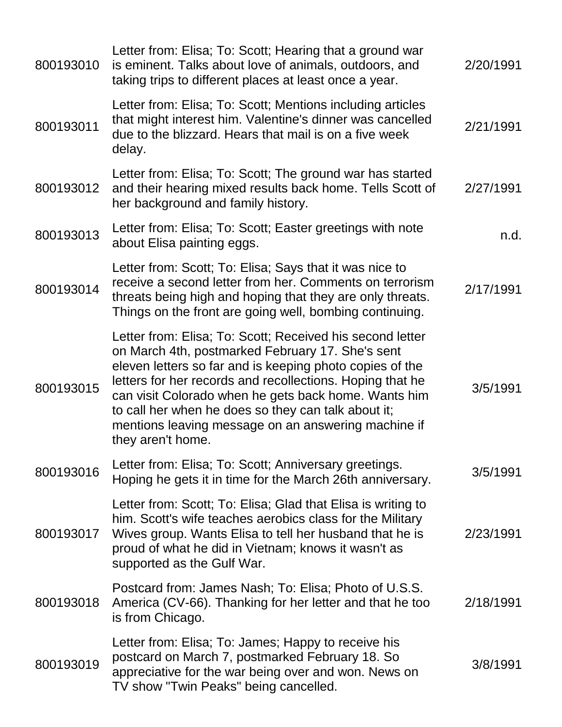| | | |
|---|---|---|
| 800193010 | Letter from: Elisa; To: Scott; Hearing that a ground war is eminent. Talks about love of animals, outdoors, and taking trips to different places at least once a year. | 2/20/1991 |
| 800193011 | Letter from: Elisa; To: Scott; Mentions including articles that might interest him. Valentine's dinner was cancelled due to the blizzard. Hears that mail is on a five week delay. | 2/21/1991 |
| 800193012 | Letter from: Elisa; To: Scott; The ground war has started and their hearing mixed results back home. Tells Scott of her background and family history. | 2/27/1991 |
| 800193013 | Letter from: Elisa; To: Scott; Easter greetings with note about Elisa painting eggs. | n.d. |
| 800193014 | Letter from: Scott; To: Elisa; Says that it was nice to receive a second letter from her. Comments on terrorism threats being high and hoping that they are only threats. Things on the front are going well, bombing continuing. | 2/17/1991 |
| 800193015 | Letter from: Elisa; To: Scott; Received his second letter on March 4th, postmarked February 17. She's sent eleven letters so far and is keeping photo copies of the letters for her records and recollections. Hoping that he can visit Colorado when he gets back home. Wants him to call her when he does so they can talk about it; mentions leaving message on an answering machine if they aren't home. | 3/5/1991 |
| 800193016 | Letter from: Elisa; To: Scott; Anniversary greetings. Hoping he gets it in time for the March 26th anniversary. | 3/5/1991 |
| 800193017 | Letter from: Scott; To: Elisa; Glad that Elisa is writing to him. Scott's wife teaches aerobics class for the Military Wives group. Wants Elisa to tell her husband that he is proud of what he did in Vietnam; knows it wasn't as supported as the Gulf War. | 2/23/1991 |
| 800193018 | Postcard from: James Nash; To: Elisa; Photo of U.S.S. America (CV-66). Thanking for her letter and that he too is from Chicago. | 2/18/1991 |
| 800193019 | Letter from: Elisa; To: James; Happy to receive his postcard on March 7, postmarked February 18. So appreciative for the war being over and won. News on TV show "Twin Peaks" being cancelled. | 3/8/1991 |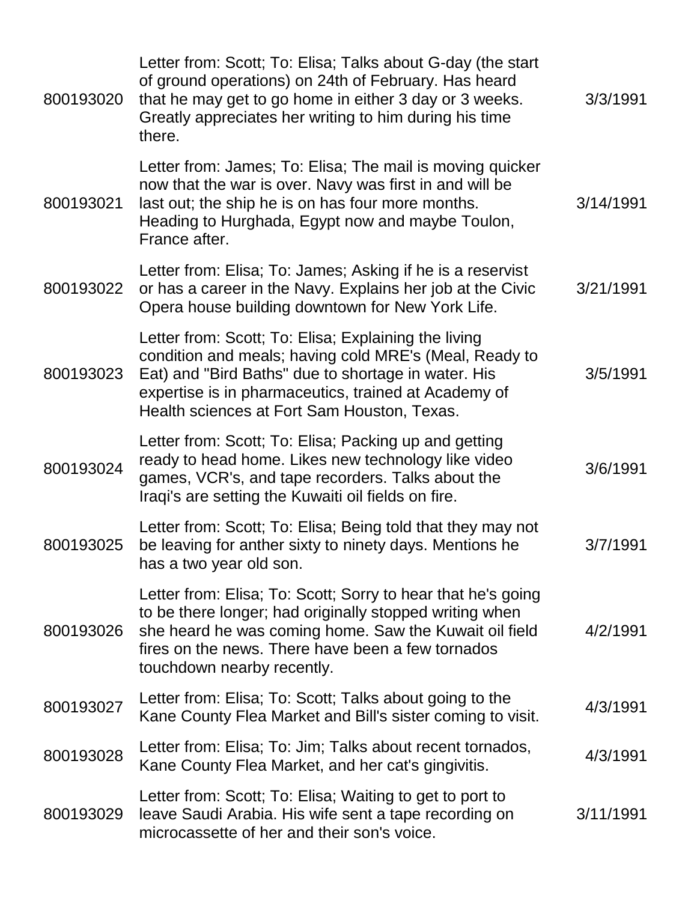| | | |
|---|---|---|
| 800193020 | Letter from: Scott; To: Elisa; Talks about G-day (the start of ground operations) on 24th of February. Has heard that he may get to go home in either 3 day or 3 weeks. Greatly appreciates her writing to him during his time there. | 3/3/1991 |
| 800193021 | Letter from: James; To: Elisa; The mail is moving quicker now that the war is over. Navy was first in and will be last out; the ship he is on has four more months. Heading to Hurghada, Egypt now and maybe Toulon, France after. | 3/14/1991 |
| 800193022 | Letter from: Elisa; To: James; Asking if he is a reservist or has a career in the Navy. Explains her job at the Civic Opera house building downtown for New York Life. | 3/21/1991 |
| 800193023 | Letter from: Scott; To: Elisa; Explaining the living condition and meals; having cold MRE's (Meal, Ready to Eat) and "Bird Baths" due to shortage in water. His expertise is in pharmaceutics, trained at Academy of Health sciences at Fort Sam Houston, Texas. | 3/5/1991 |
| 800193024 | Letter from: Scott; To: Elisa; Packing up and getting ready to head home. Likes new technology like video games, VCR's, and tape recorders. Talks about the Iraqi's are setting the Kuwaiti oil fields on fire. | 3/6/1991 |
| 800193025 | Letter from: Scott; To: Elisa; Being told that they may not be leaving for anther sixty to ninety days. Mentions he has a two year old son. | 3/7/1991 |
| 800193026 | Letter from: Elisa; To: Scott; Sorry to hear that he's going to be there longer; had originally stopped writing when she heard he was coming home. Saw the Kuwait oil field fires on the news. There have been a few tornados touchdown nearby recently. | 4/2/1991 |
| 800193027 | Letter from: Elisa; To: Scott; Talks about going to the Kane County Flea Market and Bill's sister coming to visit. | 4/3/1991 |
| 800193028 | Letter from: Elisa; To: Jim; Talks about recent tornados, Kane County Flea Market, and her cat's gingivitis. | 4/3/1991 |
| 800193029 | Letter from: Scott; To: Elisa; Waiting to get to port to leave Saudi Arabia. His wife sent a tape recording on microcassette of her and their son's voice. | 3/11/1991 |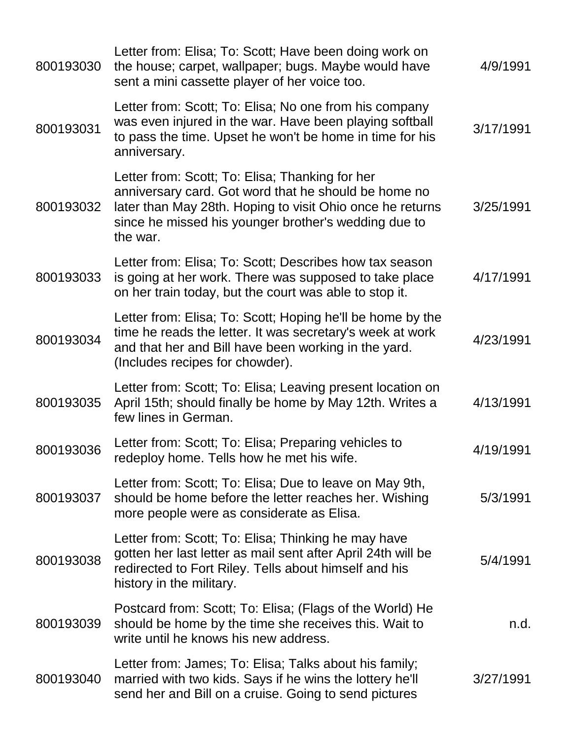| | | |
|---|---|---|
| 800193030 | Letter from: Elisa; To: Scott; Have been doing work on the house; carpet, wallpaper; bugs. Maybe would have sent a mini cassette player of her voice too. | 4/9/1991 |
| 800193031 | Letter from: Scott; To: Elisa; No one from his company was even injured in the war. Have been playing softball to pass the time. Upset he won't be home in time for his anniversary. | 3/17/1991 |
| 800193032 | Letter from: Scott; To: Elisa; Thanking for her anniversary card. Got word that he should be home no later than May 28th. Hoping to visit Ohio once he returns since he missed his younger brother's wedding due to the war. | 3/25/1991 |
| 800193033 | Letter from: Elisa; To: Scott; Describes how tax season is going at her work. There was supposed to take place on her train today, but the court was able to stop it. | 4/17/1991 |
| 800193034 | Letter from: Elisa; To: Scott; Hoping he'll be home by the time he reads the letter. It was secretary's week at work and that her and Bill have been working in the yard. (Includes recipes for chowder). | 4/23/1991 |
| 800193035 | Letter from: Scott; To: Elisa; Leaving present location on April 15th; should finally be home by May 12th. Writes a few lines in German. | 4/13/1991 |
| 800193036 | Letter from: Scott; To: Elisa; Preparing vehicles to redeploy home. Tells how he met his wife. | 4/19/1991 |
| 800193037 | Letter from: Scott; To: Elisa; Due to leave on May 9th, should be home before the letter reaches her. Wishing more people were as considerate as Elisa. | 5/3/1991 |
| 800193038 | Letter from: Scott; To: Elisa; Thinking he may have gotten her last letter as mail sent after April 24th will be redirected to Fort Riley. Tells about himself and his history in the military. | 5/4/1991 |
| 800193039 | Postcard from: Scott; To: Elisa; (Flags of the World) He should be home by the time she receives this. Wait to write until he knows his new address. | n.d. |
| 800193040 | Letter from: James; To: Elisa; Talks about his family; married with two kids. Says if he wins the lottery he'll send her and Bill on a cruise. Going to send pictures | 3/27/1991 |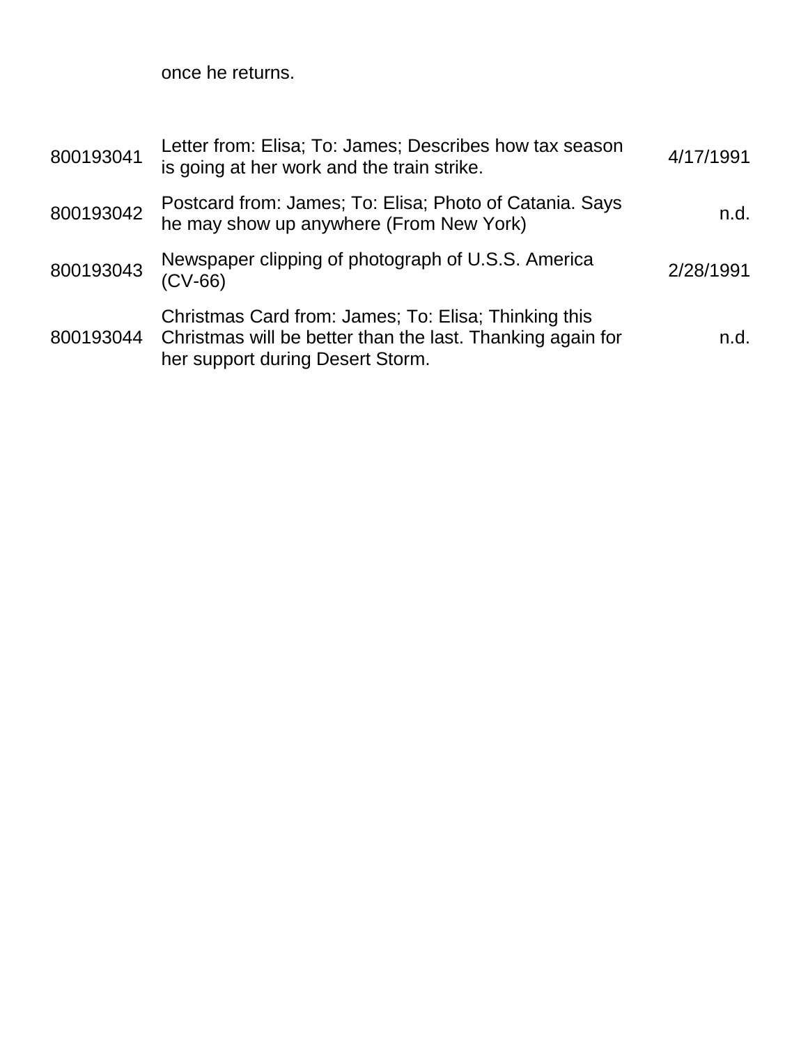| | | |
|---|---|---|
| | once he returns. | |
| 800193041 | Letter from: Elisa; To: James; Describes how tax season is going at her work and the train strike. | 4/17/1991 |
| 800193042 | Postcard from: James; To: Elisa; Photo of Catania. Says he may show up anywhere (From New York) | n.d. |
| 800193043 | Newspaper clipping of photograph of U.S.S. America (CV-66) | 2/28/1991 |
| 800193044 | Christmas Card from: James; To: Elisa; Thinking this Christmas will be better than the last. Thanking again for her support during Desert Storm. | n.d. |